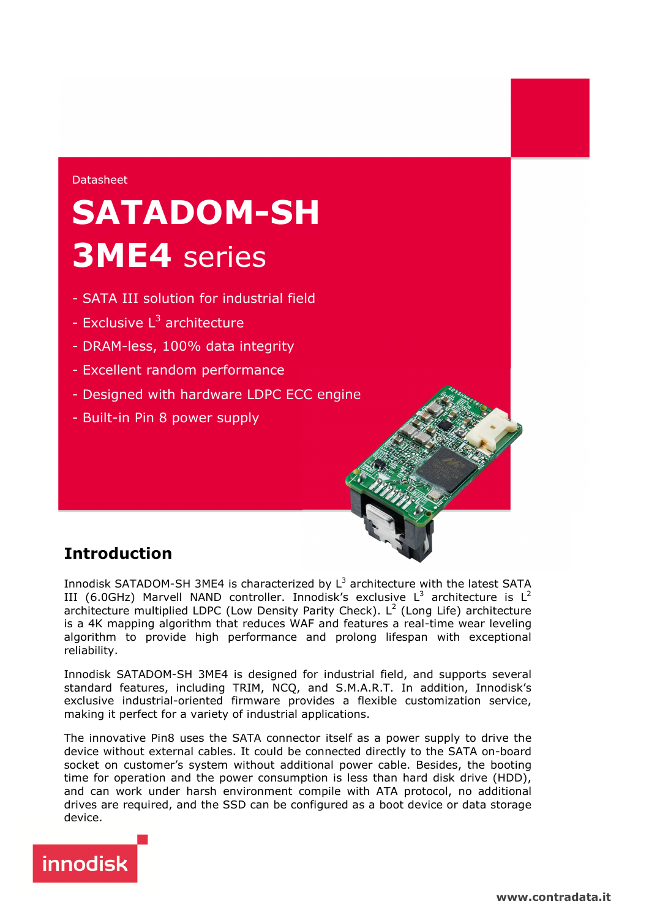Datasheet

# SATADOM-SH 3ME4 series

- SATA III solution for industrial field
- Exclusive $L^3$ architecture
- DRAM-less, 100% data integrity
- Excellent random performance
- Designed with hardware LDPC ECC engine
- Built-in Pin 8 power supply

## Introduction

Innodisk SATADOM-SH 3ME4 is characterized by $L^3$ architecture with the latest SATA III (6.0GHz) Marvell NAND controller. Innodisk's exclusive $L^3$ architecture is $L^2$ architecture multiplied LDPC (Low Density Parity Check). $L^2$ (Long Life) architecture is a 4K mapping algorithm that reduces WAF and features a real-time wear leveling algorithm to provide high performance and prolong lifespan with exceptional reliability.

Innodisk SATADOM-SH 3ME4 is designed for industrial field, and supports several standard features, including TRIM, NCQ, and S.M.A.R.T. In addition, Innodisk's exclusive industrial-oriented firmware provides a flexible customization service, making it perfect for a variety of industrial applications.

The innovative Pin8 uses the SATA connector itself as a power supply to drive the device without external cables. It could be connected directly to the SATA on-board socket on customer's system without additional power cable. Besides, the booting time for operation and the power consumption is less than hard disk drive (HDD), and can work under harsh environment compile with ATA protocol, no additional drives are required, and the SSD can be configured as a boot device or data storage device.

innodisk

www.contradata.it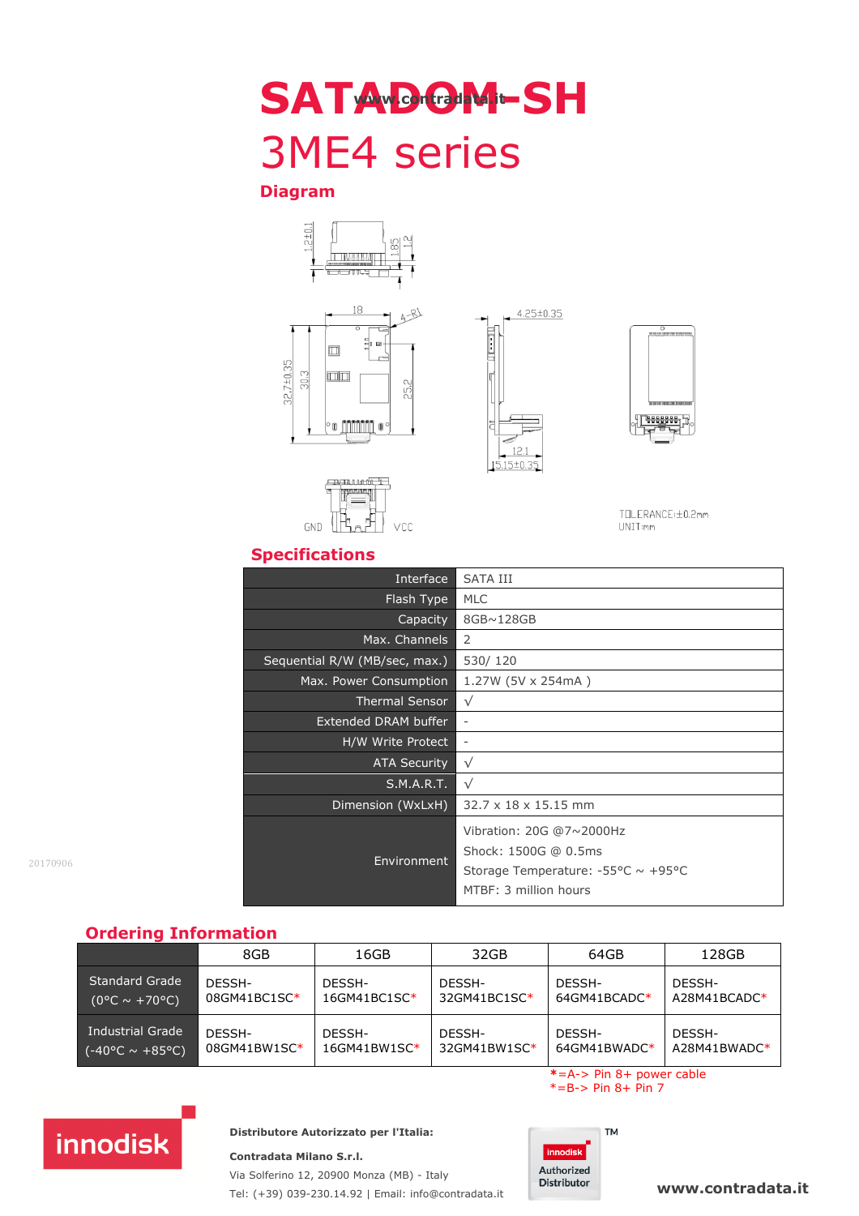# SATADOM-SH

# 3ME4 series

www.contradata.it

## Diagram

1.2±0.1
1.85
1.2
18
4-R1
4.25±0.35
32.7±0.35
30.3
25.2
12.1
15.15±0.35
GND
VCC
TOLERANCE:±0.2mm
UNIT:mm

## Specifications

| | |
|---|---|
| Interface | SATA III |
| Flash Type | MLC |
| Capacity | 8GB~128GB |
| Max. Channels | 2 |
| Sequential R/W (MB/sec, max.) | 530/ 120 |
| Max. Power Consumption | 1.27W (5V x 254mA ) |
| Thermal Sensor | √ |
| Extended DRAM buffer | - |
| H/W Write Protect | - |
| ATA Security | √ |
| S.M.A.R.T. | √ |
| Dimension (WxLxH) | 32.7 x 18 x 15.15 mm |
| Environment | Vibration: 20G @7~2000Hz<br>Shock: 1500G @ 0.5ms<br>Storage Temperature: -55°C ~ +95°C<br>MTBF: 3 million hours |

20170906

## Ordering Information

| | 8GB | 16GB | 32GB | 64GB | 128GB |
|---|---|---|---|---|---|
| Standard Grade (0°C ~ +70°C) | DESSH-08GM41BC1SC* | DESSH-16GM41BC1SC* | DESSH-32GM41BC1SC* | DESSH-64GM41BCADC* | DESSH-A28M41BCADC* |
| Industrial Grade (-40°C ~ +85°C) | DESSH-08GM41BW1SC* | DESSH-16GM41BW1SC* | DESSH-32GM41BW1SC* | DESSH-64GM41BWADC* | DESSH-A28M41BWADC* |

*=A-> Pin 8+ power cable
*=B-> Pin 8+ Pin 7

innodisk

**Distributore Autorizzato per l'Italia:**

**Contradata Milano S.r.l.**

Via Solferino 12, 20900 Monza (MB) - Italy

Tel: (+39) 039-230.14.92 | Email: info@contradata.it

innodisk Authorized Distributor TM

**www.contradata.it**